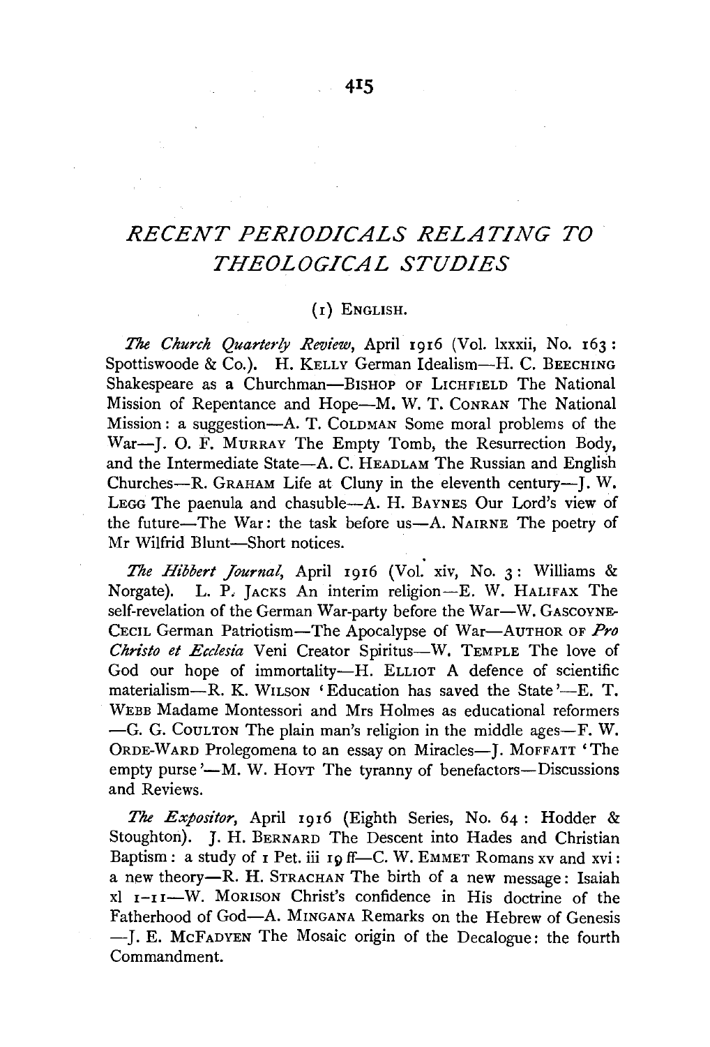# RECENT PERIODICALS RELATING TO THEOLOGICAL STUDIES

## (1) ENGLISH.

*The Church Quarterly Review*, April 1916 (Vol. lxxxii, No. 163: Spottiswoode & Co.). H. KELLY German Idealism—H. C. BEECHING Shakespeare as a Churchman—BISHOP OF LICHFIELD The National Mission of Repentance and Hope—M. W. T. CONRAN The National Mission: a suggestion—A. T. COLDMAN Some moral problems of the War—J. O. F. MURRAY The Empty Tomb, the Resurrection Body, and the Intermediate State—A. C. HEADLAM The Russian and English Churches—R. GRAHAM Life at Cluny in the eleventh century—J. W. LEGG The paenula and chasuble—A. H. BAYNES Our Lord's view of the future—The War: the task before us—A. NAIRNE The poetry of Mr Wilfrid Blunt—Short notices.

*The Hibbert Journal*, April 1916 (Vol. xiv, No. 3: Williams & Norgate). L. P. JACKS An interim religion—E. W. HALIFAX The self-revelation of the German War-party before the War—W. GASCOYNE-CECIL German Patriotism—The Apocalypse of War—AUTHOR OF *Pro Christo et Ecclesia* Veni Creator Spiritus—W. TEMPLE The love of God our hope of immortality—H. ELLIOT A defence of scientific materialism—R. K. WILSON 'Education has saved the State'—E. T. WEBB Madame Montessori and Mrs Holmes as educational reformers —G. G. COULTON The plain man's religion in the middle ages—F. W. ORDE-WARD Prolegomena to an essay on Miracles—J. MOFFATT 'The empty purse'—M. W. HOYT The tyranny of benefactors—Discussions and Reviews.

*The Expositor*, April 1916 (Eighth Series, No. 64: Hodder & Stoughton). J. H. BERNARD The Descent into Hades and Christian Baptism: a study of 1 Pet. iii 19 ff—C. W. EMMET Romans xv and xvi: a new theory—R. H. STRACHAN The birth of a new message: Isaiah xl 1–11—W. MORISON Christ's confidence in His doctrine of the Fatherhood of God—A. MINGANA Remarks on the Hebrew of Genesis —J. E. McFADYEN The Mosaic origin of the Decalogue: the fourth Commandment.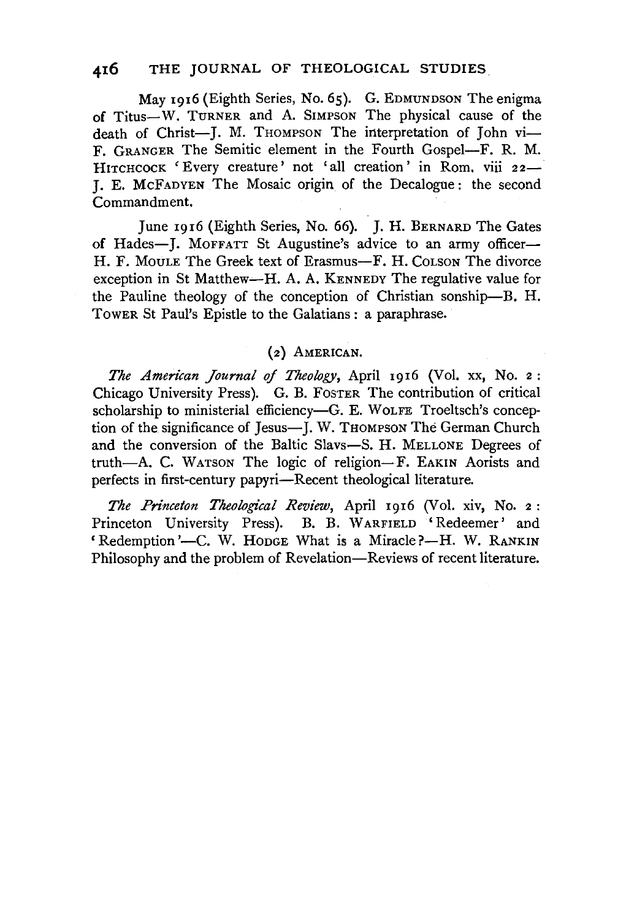May 1916 (Eighth Series, No. 65). G. EDMUNDSON The enigma of Titus—W. TURNER and A. SIMPSON The physical cause of the death of Christ—J. M. THOMPSON The interpretation of John vi—F. GRANGER The Semitic element in the Fourth Gospel—F. R. M. HITCHCOCK 'Every creature' not 'all creation' in Rom. viii 22—J. E. MCFADYEN The Mosaic origin of the Decalogue: the second Commandment.

June 1916 (Eighth Series, No. 66). J. H. BERNARD The Gates of Hades—J. MOFFATT St Augustine's advice to an army officer—H. F. MOULE The Greek text of Erasmus—F. H. COLSON The divorce exception in St Matthew—H. A. A. KENNEDY The regulative value for the Pauline theology of the conception of Christian sonship—B. H. TOWER St Paul's Epistle to the Galatians: a paraphrase.

### (2) AMERICAN.

*The American Journal of Theology*, April 1916 (Vol. xx, No. 2: Chicago University Press). G. B. FOSTER The contribution of critical scholarship to ministerial efficiency—G. E. WOLFE Troeltsch's conception of the significance of Jesus—J. W. THOMPSON The German Church and the conversion of the Baltic Slavs—S. H. MELLONE Degrees of truth—A. C. WATSON The logic of religion—F. EAKIN Aorists and perfects in first-century papyri—Recent theological literature.

*The Princeton Theological Review*, April 1916 (Vol. xiv, No. 2: Princeton University Press). B. B. WARFIELD 'Redeemer' and 'Redemption'—C. W. HODGE What is a Miracle?—H. W. RANKIN Philosophy and the problem of Revelation—Reviews of recent literature.